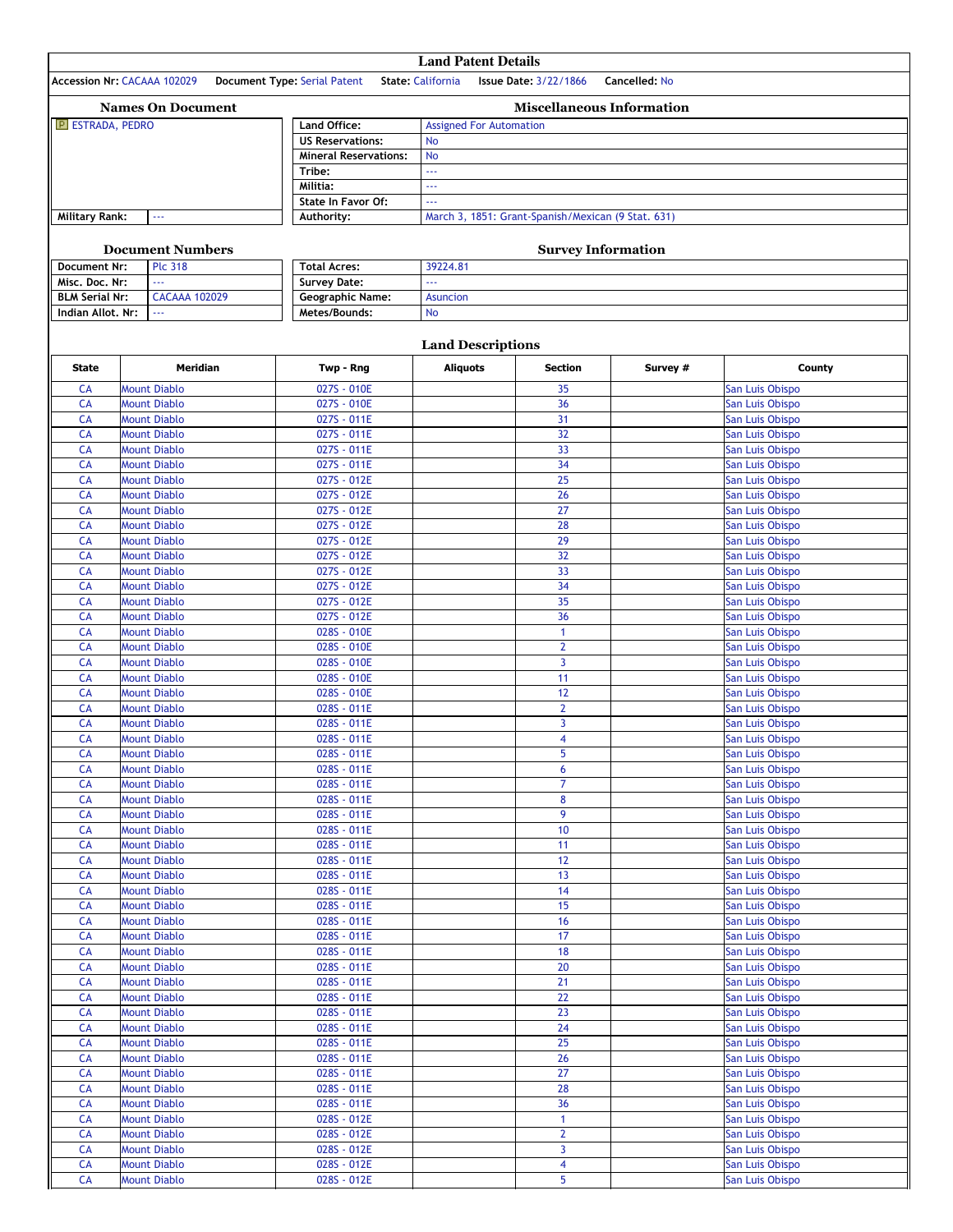# Land Patent Details

**Accession Nr:** CACAAA 102029 **Document Type:** Serial Patent **State:** California **Issue Date:** 3/22/1866 **Cancelled:** No

## Names On Document

| | |
|---|---|
| ESTRADA, PEDRO | |
| Military Rank: | --- |

## Miscellaneous Information

| | |
|---|---|
| Land Office: | Assigned For Automation |
| US Reservations: | No |
| Mineral Reservations: | No |
| Tribe: | --- |
| Militia: | --- |
| State In Favor Of: | --- |
| Authority: | March 3, 1851: Grant-Spanish/Mexican (9 Stat. 631) |

## Document Numbers

| | |
|---|---|
| Document Nr: | Plc 318 |
| Misc. Doc. Nr: | --- |
| BLM Serial Nr: | CACAAA 102029 |
| Indian Allot. Nr: | --- |

## Survey Information

| | |
|---|---|
| Total Acres: | 39224.81 |
| Survey Date: | --- |
| Geographic Name: | Asuncion |
| Metes/Bounds: | No |

## Land Descriptions

| State | Meridian | Twp - Rng | Aliquots | Section | Survey # | County |
|---|---|---|---|---|---|---|
| CA | Mount Diablo | 027S - 010E | | 35 | | San Luis Obispo |
| CA | Mount Diablo | 027S - 010E | | 36 | | San Luis Obispo |
| CA | Mount Diablo | 027S - 011E | | 31 | | San Luis Obispo |
| CA | Mount Diablo | 027S - 011E | | 32 | | San Luis Obispo |
| CA | Mount Diablo | 027S - 011E | | 33 | | San Luis Obispo |
| CA | Mount Diablo | 027S - 011E | | 34 | | San Luis Obispo |
| CA | Mount Diablo | 027S - 012E | | 25 | | San Luis Obispo |
| CA | Mount Diablo | 027S - 012E | | 26 | | San Luis Obispo |
| CA | Mount Diablo | 027S - 012E | | 27 | | San Luis Obispo |
| CA | Mount Diablo | 027S - 012E | | 28 | | San Luis Obispo |
| CA | Mount Diablo | 027S - 012E | | 29 | | San Luis Obispo |
| CA | Mount Diablo | 027S - 012E | | 32 | | San Luis Obispo |
| CA | Mount Diablo | 027S - 012E | | 33 | | San Luis Obispo |
| CA | Mount Diablo | 027S - 012E | | 34 | | San Luis Obispo |
| CA | Mount Diablo | 027S - 012E | | 35 | | San Luis Obispo |
| CA | Mount Diablo | 027S - 012E | | 36 | | San Luis Obispo |
| CA | Mount Diablo | 028S - 010E | | 1 | | San Luis Obispo |
| CA | Mount Diablo | 028S - 010E | | 2 | | San Luis Obispo |
| CA | Mount Diablo | 028S - 010E | | 3 | | San Luis Obispo |
| CA | Mount Diablo | 028S - 010E | | 11 | | San Luis Obispo |
| CA | Mount Diablo | 028S - 010E | | 12 | | San Luis Obispo |
| CA | Mount Diablo | 028S - 011E | | 2 | | San Luis Obispo |
| CA | Mount Diablo | 028S - 011E | | 3 | | San Luis Obispo |
| CA | Mount Diablo | 028S - 011E | | 4 | | San Luis Obispo |
| CA | Mount Diablo | 028S - 011E | | 5 | | San Luis Obispo |
| CA | Mount Diablo | 028S - 011E | | 6 | | San Luis Obispo |
| CA | Mount Diablo | 028S - 011E | | 7 | | San Luis Obispo |
| CA | Mount Diablo | 028S - 011E | | 8 | | San Luis Obispo |
| CA | Mount Diablo | 028S - 011E | | 9 | | San Luis Obispo |
| CA | Mount Diablo | 028S - 011E | | 10 | | San Luis Obispo |
| CA | Mount Diablo | 028S - 011E | | 11 | | San Luis Obispo |
| CA | Mount Diablo | 028S - 011E | | 12 | | San Luis Obispo |
| CA | Mount Diablo | 028S - 011E | | 13 | | San Luis Obispo |
| CA | Mount Diablo | 028S - 011E | | 14 | | San Luis Obispo |
| CA | Mount Diablo | 028S - 011E | | 15 | | San Luis Obispo |
| CA | Mount Diablo | 028S - 011E | | 16 | | San Luis Obispo |
| CA | Mount Diablo | 028S - 011E | | 17 | | San Luis Obispo |
| CA | Mount Diablo | 028S - 011E | | 18 | | San Luis Obispo |
| CA | Mount Diablo | 028S - 011E | | 20 | | San Luis Obispo |
| CA | Mount Diablo | 028S - 011E | | 21 | | San Luis Obispo |
| CA | Mount Diablo | 028S - 011E | | 22 | | San Luis Obispo |
| CA | Mount Diablo | 028S - 011E | | 23 | | San Luis Obispo |
| CA | Mount Diablo | 028S - 011E | | 24 | | San Luis Obispo |
| CA | Mount Diablo | 028S - 011E | | 25 | | San Luis Obispo |
| CA | Mount Diablo | 028S - 011E | | 26 | | San Luis Obispo |
| CA | Mount Diablo | 028S - 011E | | 27 | | San Luis Obispo |
| CA | Mount Diablo | 028S - 011E | | 28 | | San Luis Obispo |
| CA | Mount Diablo | 028S - 011E | | 36 | | San Luis Obispo |
| CA | Mount Diablo | 028S - 012E | | 1 | | San Luis Obispo |
| CA | Mount Diablo | 028S - 012E | | 2 | | San Luis Obispo |
| CA | Mount Diablo | 028S - 012E | | 3 | | San Luis Obispo |
| CA | Mount Diablo | 028S - 012E | | 4 | | San Luis Obispo |
| CA | Mount Diablo | 028S - 012E | | 5 | | San Luis Obispo |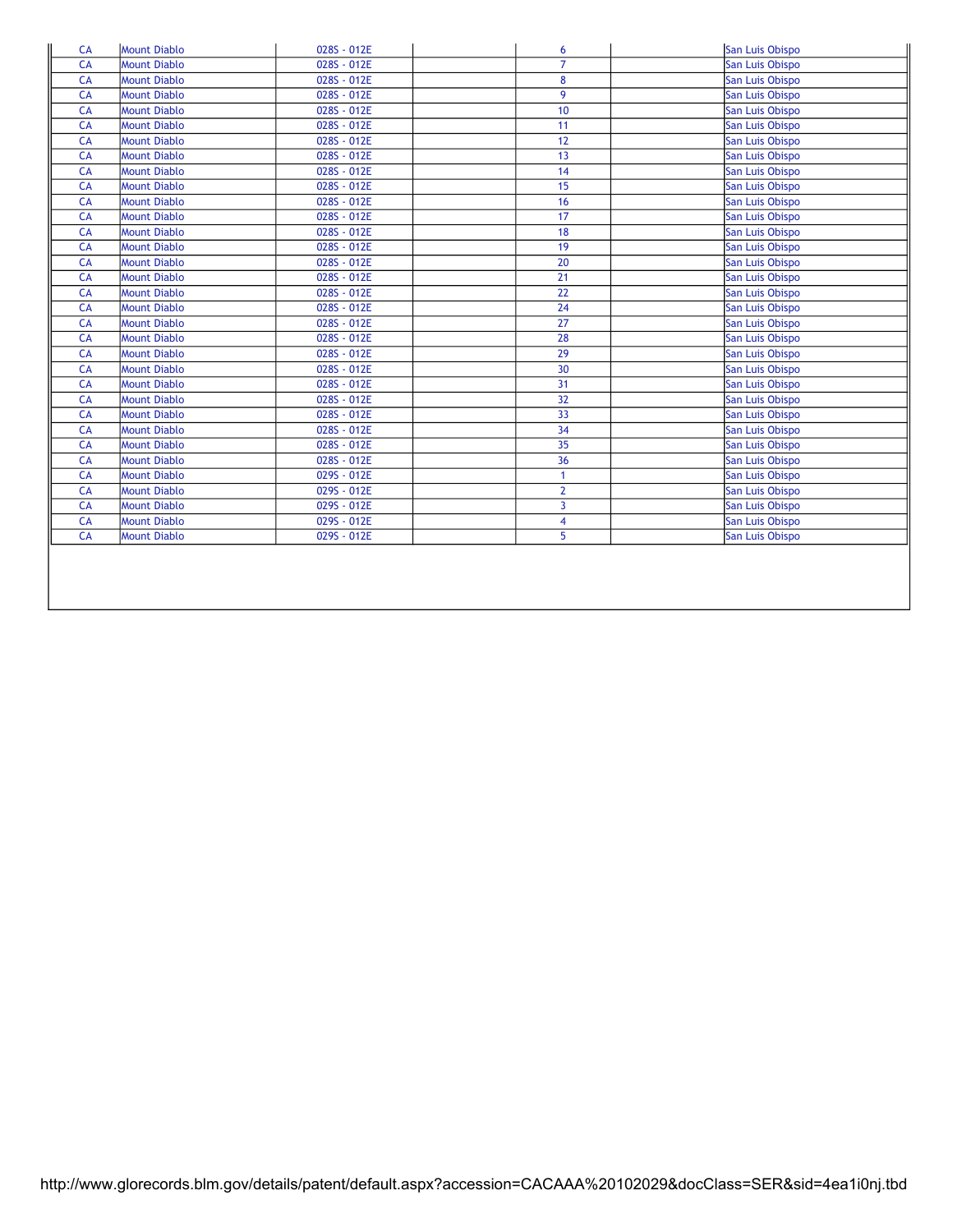| | | | | | | |
|---|---|---|---|---|---|---|
| CA | Mount Diablo | 028S - 012E | | 6 | | San Luis Obispo |
| CA | Mount Diablo | 028S - 012E | | 7 | | San Luis Obispo |
| CA | Mount Diablo | 028S - 012E | | 8 | | San Luis Obispo |
| CA | Mount Diablo | 028S - 012E | | 9 | | San Luis Obispo |
| CA | Mount Diablo | 028S - 012E | | 10 | | San Luis Obispo |
| CA | Mount Diablo | 028S - 012E | | 11 | | San Luis Obispo |
| CA | Mount Diablo | 028S - 012E | | 12 | | San Luis Obispo |
| CA | Mount Diablo | 028S - 012E | | 13 | | San Luis Obispo |
| CA | Mount Diablo | 028S - 012E | | 14 | | San Luis Obispo |
| CA | Mount Diablo | 028S - 012E | | 15 | | San Luis Obispo |
| CA | Mount Diablo | 028S - 012E | | 16 | | San Luis Obispo |
| CA | Mount Diablo | 028S - 012E | | 17 | | San Luis Obispo |
| CA | Mount Diablo | 028S - 012E | | 18 | | San Luis Obispo |
| CA | Mount Diablo | 028S - 012E | | 19 | | San Luis Obispo |
| CA | Mount Diablo | 028S - 012E | | 20 | | San Luis Obispo |
| CA | Mount Diablo | 028S - 012E | | 21 | | San Luis Obispo |
| CA | Mount Diablo | 028S - 012E | | 22 | | San Luis Obispo |
| CA | Mount Diablo | 028S - 012E | | 24 | | San Luis Obispo |
| CA | Mount Diablo | 028S - 012E | | 27 | | San Luis Obispo |
| CA | Mount Diablo | 028S - 012E | | 28 | | San Luis Obispo |
| CA | Mount Diablo | 028S - 012E | | 29 | | San Luis Obispo |
| CA | Mount Diablo | 028S - 012E | | 30 | | San Luis Obispo |
| CA | Mount Diablo | 028S - 012E | | 31 | | San Luis Obispo |
| CA | Mount Diablo | 028S - 012E | | 32 | | San Luis Obispo |
| CA | Mount Diablo | 028S - 012E | | 33 | | San Luis Obispo |
| CA | Mount Diablo | 028S - 012E | | 34 | | San Luis Obispo |
| CA | Mount Diablo | 028S - 012E | | 35 | | San Luis Obispo |
| CA | Mount Diablo | 028S - 012E | | 36 | | San Luis Obispo |
| CA | Mount Diablo | 029S - 012E | | 1 | | San Luis Obispo |
| CA | Mount Diablo | 029S - 012E | | 2 | | San Luis Obispo |
| CA | Mount Diablo | 029S - 012E | | 3 | | San Luis Obispo |
| CA | Mount Diablo | 029S - 012E | | 4 | | San Luis Obispo |
| CA | Mount Diablo | 029S - 012E | | 5 | | San Luis Obispo |